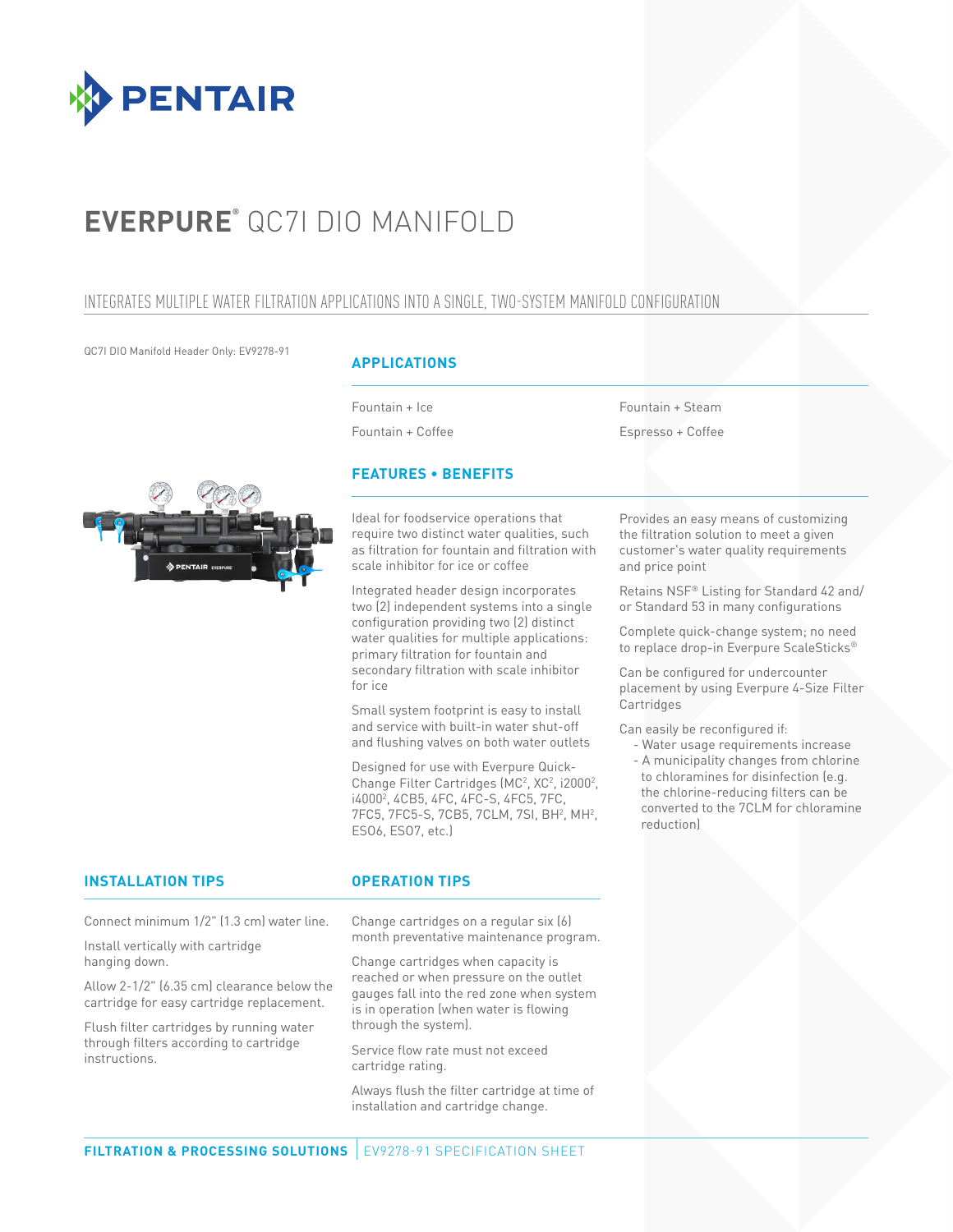# EVERPURE® QC7I DIO MANIFOLD

## INTEGRATES MULTIPLE WATER FILTRATION APPLICATIONS INTO A SINGLE, TWO-SYSTEM MANIFOLD CONFIGURATION

QC7I DIO Manifold Header Only: EV9278-91

### APPLICATIONS

- Fountain + Ice
- Fountain + Coffee
- Fountain + Steam
- Espresso + Coffee

### FEATURES • BENEFITS

Ideal for foodservice operations that require two distinct water qualities, such as filtration for fountain and filtration with scale inhibitor for ice or coffee

Integrated header design incorporates two (2) independent systems into a single configuration providing two (2) distinct water qualities for multiple applications: primary filtration for fountain and secondary filtration with scale inhibitor for ice

Small system footprint is easy to install and service with built-in water shut-off and flushing valves on both water outlets

Designed for use with Everpure Quick-Change Filter Cartridges (MC², XC², i2000², i4000², 4CB5, 4FC, 4FC-S, 4FC5, 7FC, 7FC5, 7FC5-S, 7CB5, 7CLM, 7SI, BH², MH², ES06, ES07, etc.)

Provides an easy means of customizing the filtration solution to meet a given customer's water quality requirements and price point

Retains NSF® Listing for Standard 42 and/or Standard 53 in many configurations

Complete quick-change system; no need to replace drop-in Everpure ScaleSticks®

Can be configured for undercounter placement by using Everpure 4-Size Filter Cartridges

Can easily be reconfigured if:
- Water usage requirements increase
- A municipality changes from chlorine to chloramines for disinfection (e.g. the chlorine-reducing filters can be converted to the 7CLM for chloramine reduction)

### INSTALLATION TIPS

Connect minimum 1/2" (1.3 cm) water line.

Install vertically with cartridge hanging down.

Allow 2-1/2" (6.35 cm) clearance below the cartridge for easy cartridge replacement.

Flush filter cartridges by running water through filters according to cartridge instructions.

### OPERATION TIPS

Change cartridges on a regular six (6) month preventative maintenance program.

Change cartridges when capacity is reached or when pressure on the outlet gauges fall into the red zone when system is in operation (when water is flowing through the system).

Service flow rate must not exceed cartridge rating.

Always flush the filter cartridge at time of installation and cartridge change.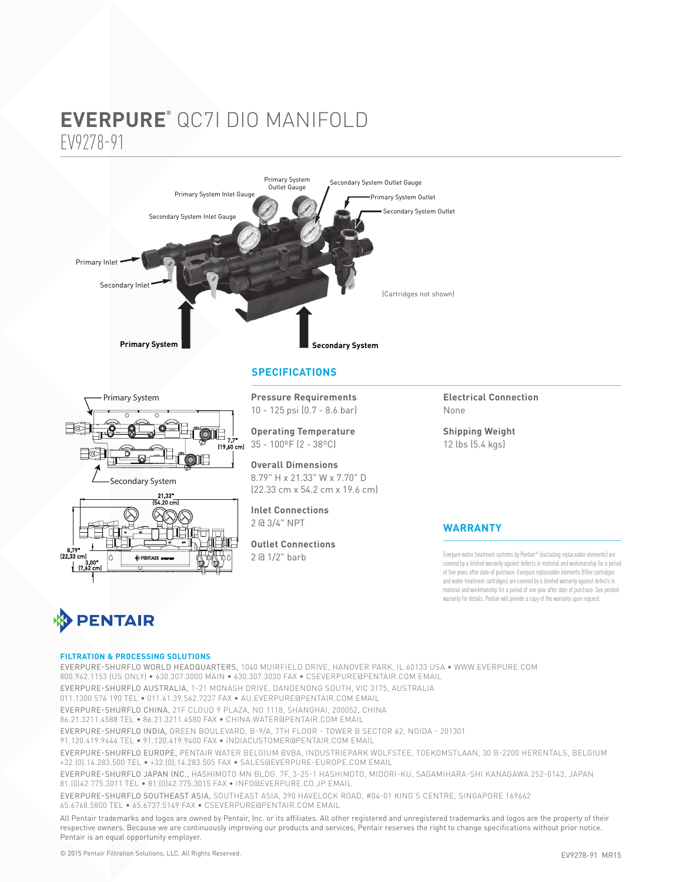# EVERPURE® QC7I DIO MANIFOLD

EV9278-91

Primary System Outlet Gauge

Secondary System Outlet Gauge

Primary System Inlet Gauge

Primary System Outlet

Secondary System Outlet

Secondary System Inlet Gauge

Primary Inlet

Secondary Inlet

(Cartridges not shown)

**Primary System**

**Secondary System**

Primary System

7.7"
(19,60 cm)

Secondary System

21,33"
(54,20 cm)

8,79"
(22,33 cm)

3,00"
(7,62 cm)

## SPECIFICATIONS

**Pressure Requirements**
10 - 125 psi (0.7 - 8.6 bar)

**Operating Temperature**
35 - 100°F (2 - 38°C)

**Overall Dimensions**
8.79" H x 21.33" W x 7.70" D
(22.33 cm x 54.2 cm x 19.6 cm)

**Inlet Connections**
2 @ 3/4" NPT

**Outlet Connections**
2 @ 1/2" barb

**Electrical Connection**
None

**Shipping Weight**
12 lbs (5.4 kgs)

## WARRANTY

Everpure water treatment systems by Pentair® (excluding replaceable elements) are covered by a limited warranty against defects in material and workmanship for a period of five years after date of purchase. Everpure replaceable elements (filter cartridges and water treatment cartridges) are covered by a limited warranty against defects in material and workmanship for a period of one year after date of purchase. See printed warranty for details. Pentair will provide a copy of the warranty upon request.

PENTAIR

**FILTRATION & PROCESSING SOLUTIONS**

EVERPURE-SHURFLO WORLD HEADQUARTERS, 1040 MUIRFIELD DRIVE, HANOVER PARK, IL 60133 USA • WWW.EVERPURE.COM
800.942.1153 (US ONLY) • 630.307.3000 MAIN • 630.307.3030 FAX • CSEVERPURE@PENTAIR.COM EMAIL

EVERPURE-SHURFLO AUSTRALIA, 1-21 MONASH DRIVE, DANDENONG SOUTH, VIC 3175, AUSTRALIA
011.1300 576 190 TEL • 011.61.39.562.7237 FAX • AU.EVERPURE@PENTAIR.COM EMAIL

EVERPURE-SHURFLO CHINA, 21F CLOUD 9 PLAZA, NO 1118, SHANGHAI, 200052, CHINA
86.21.3211.4588 TEL • 86.21.3211.4580 FAX • CHINA.WATER@PENTAIR.COM EMAIL

EVERPURE-SHURFLO INDIA, GREEN BOULEVARD, B-9/A, 7TH FLOOR - TOWER B SECTOR 62, NOIDA - 201301
91.120.419.9444 TEL • 91.120.419.9400 FAX • INDIACUSTOMER@PENTAIR.COM EMAIL

EVERPURE-SHURFLO EUROPE, PENTAIR WATER BELGIUM BVBA, INDUSTRIEPARK WOLFSTEE, TOEKOMSTLAAN, 30 B-2200 HERENTALS, BELGIUM
+32.(0).14.283.500 TEL • +32.(0).14.283.505 FAX • SALES@EVERPURE-EUROPE.COM EMAIL

EVERPURE-SHURFLO JAPAN INC., HASHIMOTO MN BLDG. 7F, 3-25-1 HASHIMOTO, MIDORI-KU, SAGAMIHARA-SHI KANAGAWA 252-0143, JAPAN
81.(0)42.775.3011 TEL • 81.(0)42.775.3015 FAX • INFO@EVERPURE.CO.JP EMAIL

EVERPURE-SHURFLO SOUTHEAST ASIA, SOUTHEAST ASIA, 390 HAVELOCK ROAD, #04-01 KING'S CENTRE, SINGAPORE 169662
65.6768.5800 TEL • 65.6737.5149 FAX • CSEVERPURE@PENTAIR.COM EMAIL

All Pentair trademarks and logos are owned by Pentair, Inc. or its affiliates. All other registered and unregistered trademarks and logos are the property of their respective owners. Because we are continuously improving our products and services, Pentair reserves the right to change specifications without prior notice. Pentair is an equal opportunity employer.

© 2015 Pentair Filtration Solutions, LLC. All Rights Reserved.

EV9278-91 MR15